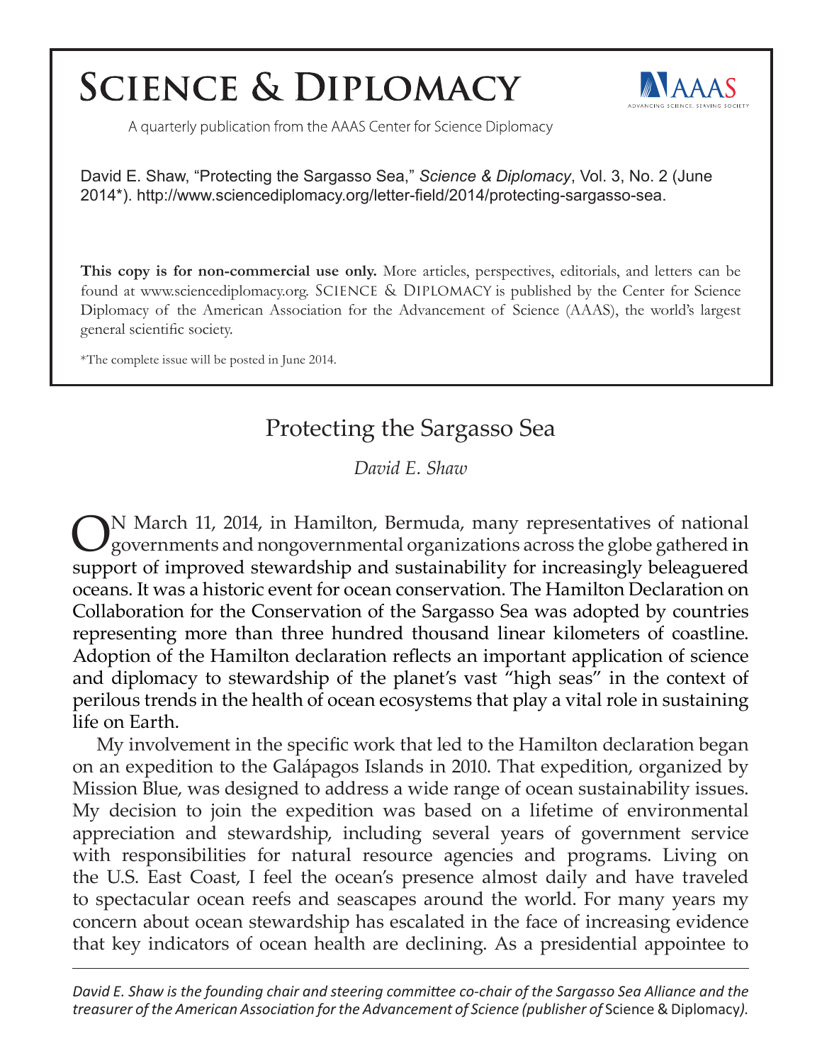# Science & Diplomacy

A quarterly publication from the AAAS Center for Science Diplomacy

David E. Shaw, "Protecting the Sargasso Sea," *Science & Diplomacy*, Vol. 3, No. 2 (June 2014*). http://www.sciencediplomacy.org/letter-field/2014/protecting-sargasso-sea.

**This copy is for non-commercial use only.** More articles, perspectives, editorials, and letters can be found at www.sciencediplomacy.org. Science & Diplomacy is published by the Center for Science Diplomacy of the American Association for the Advancement of Science (AAAS), the world's largest general scientific society.

*The complete issue will be posted in June 2014.

## Protecting the Sargasso Sea

*David E. Shaw*

On March 11, 2014, in Hamilton, Bermuda, many representatives of national governments and nongovernmental organizations across the globe gathered in support of improved stewardship and sustainability for increasingly beleaguered oceans. It was a historic event for ocean conservation. The Hamilton Declaration on Collaboration for the Conservation of the Sargasso Sea was adopted by countries representing more than three hundred thousand linear kilometers of coastline. Adoption of the Hamilton declaration reflects an important application of science and diplomacy to stewardship of the planet's vast "high seas" in the context of perilous trends in the health of ocean ecosystems that play a vital role in sustaining life on Earth.

My involvement in the specific work that led to the Hamilton declaration began on an expedition to the Galápagos Islands in 2010. That expedition, organized by Mission Blue, was designed to address a wide range of ocean sustainability issues. My decision to join the expedition was based on a lifetime of environmental appreciation and stewardship, including several years of government service with responsibilities for natural resource agencies and programs. Living on the U.S. East Coast, I feel the ocean's presence almost daily and have traveled to spectacular ocean reefs and seascapes around the world. For many years my concern about ocean stewardship has escalated in the face of increasing evidence that key indicators of ocean health are declining. As a presidential appointee to

*David E. Shaw is the founding chair and steering committee co-chair of the Sargasso Sea Alliance and the treasurer of the American Association for the Advancement of Science (publisher of* Science & Diplomacy*).*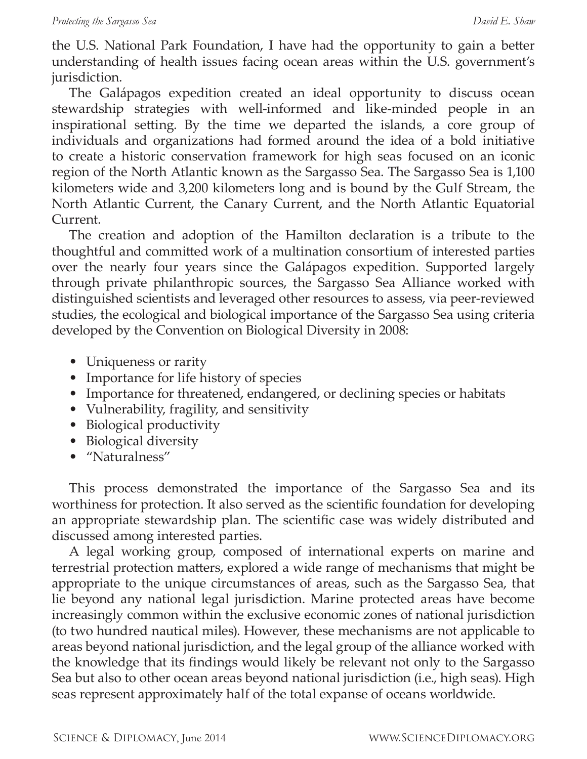the U.S. National Park Foundation, I have had the opportunity to gain a better understanding of health issues facing ocean areas within the U.S. government's jurisdiction.

The Galápagos expedition created an ideal opportunity to discuss ocean stewardship strategies with well-informed and like-minded people in an inspirational setting. By the time we departed the islands, a core group of individuals and organizations had formed around the idea of a bold initiative to create a historic conservation framework for high seas focused on an iconic region of the North Atlantic known as the Sargasso Sea. The Sargasso Sea is 1,100 kilometers wide and 3,200 kilometers long and is bound by the Gulf Stream, the North Atlantic Current, the Canary Current, and the North Atlantic Equatorial Current.

The creation and adoption of the Hamilton declaration is a tribute to the thoughtful and committed work of a multination consortium of interested parties over the nearly four years since the Galápagos expedition. Supported largely through private philanthropic sources, the Sargasso Sea Alliance worked with distinguished scientists and leveraged other resources to assess, via peer-reviewed studies, the ecological and biological importance of the Sargasso Sea using criteria developed by the Convention on Biological Diversity in 2008:

- Uniqueness or rarity
- Importance for life history of species
- Importance for threatened, endangered, or declining species or habitats
- Vulnerability, fragility, and sensitivity
- Biological productivity
- Biological diversity
- "Naturalness"

This process demonstrated the importance of the Sargasso Sea and its worthiness for protection. It also served as the scientific foundation for developing an appropriate stewardship plan. The scientific case was widely distributed and discussed among interested parties.

A legal working group, composed of international experts on marine and terrestrial protection matters, explored a wide range of mechanisms that might be appropriate to the unique circumstances of areas, such as the Sargasso Sea, that lie beyond any national legal jurisdiction. Marine protected areas have become increasingly common within the exclusive economic zones of national jurisdiction (to two hundred nautical miles). However, these mechanisms are not applicable to areas beyond national jurisdiction, and the legal group of the alliance worked with the knowledge that its findings would likely be relevant not only to the Sargasso Sea but also to other ocean areas beyond national jurisdiction (i.e., high seas). High seas represent approximately half of the total expanse of oceans worldwide.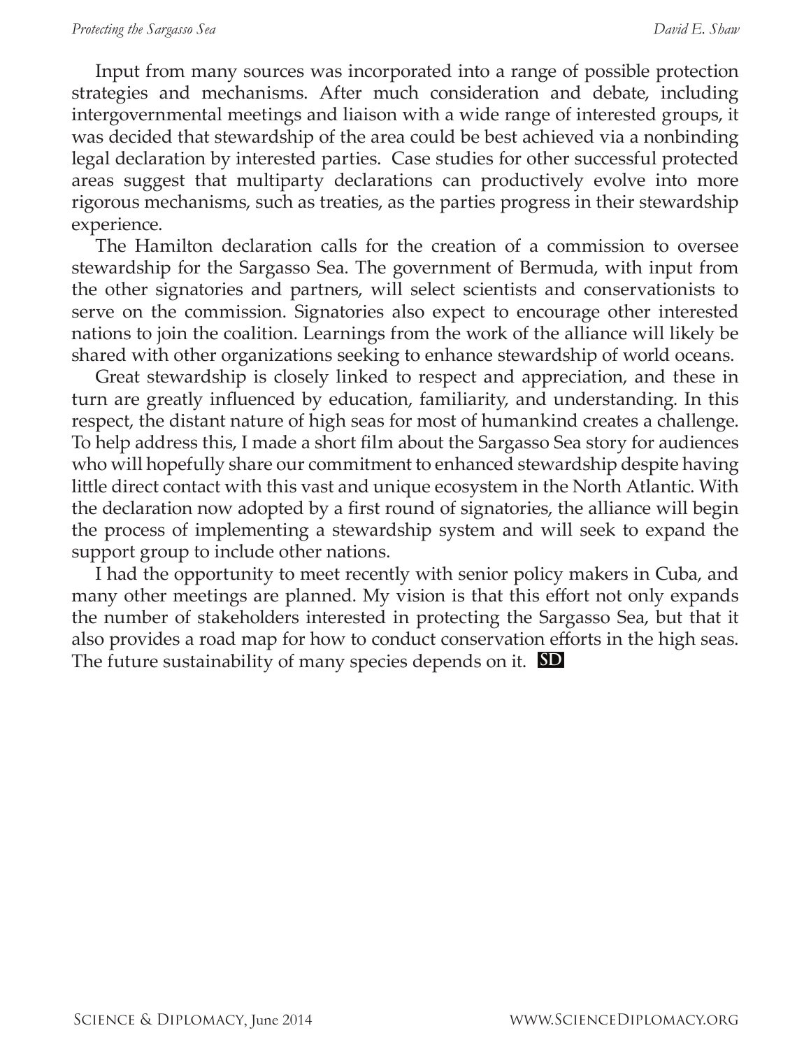Input from many sources was incorporated into a range of possible protection strategies and mechanisms. After much consideration and debate, including intergovernmental meetings and liaison with a wide range of interested groups, it was decided that stewardship of the area could be best achieved via a nonbinding legal declaration by interested parties. Case studies for other successful protected areas suggest that multiparty declarations can productively evolve into more rigorous mechanisms, such as treaties, as the parties progress in their stewardship experience.

The Hamilton declaration calls for the creation of a commission to oversee stewardship for the Sargasso Sea. The government of Bermuda, with input from the other signatories and partners, will select scientists and conservationists to serve on the commission. Signatories also expect to encourage other interested nations to join the coalition. Learnings from the work of the alliance will likely be shared with other organizations seeking to enhance stewardship of world oceans.

Great stewardship is closely linked to respect and appreciation, and these in turn are greatly influenced by education, familiarity, and understanding. In this respect, the distant nature of high seas for most of humankind creates a challenge. To help address this, I made a short film about the Sargasso Sea story for audiences who will hopefully share our commitment to enhanced stewardship despite having little direct contact with this vast and unique ecosystem in the North Atlantic. With the declaration now adopted by a first round of signatories, the alliance will begin the process of implementing a stewardship system and will seek to expand the support group to include other nations.

I had the opportunity to meet recently with senior policy makers in Cuba, and many other meetings are planned. My vision is that this effort not only expands the number of stakeholders interested in protecting the Sargasso Sea, but that it also provides a road map for how to conduct conservation efforts in the high seas. The future sustainability of many species depends on it. **SD**